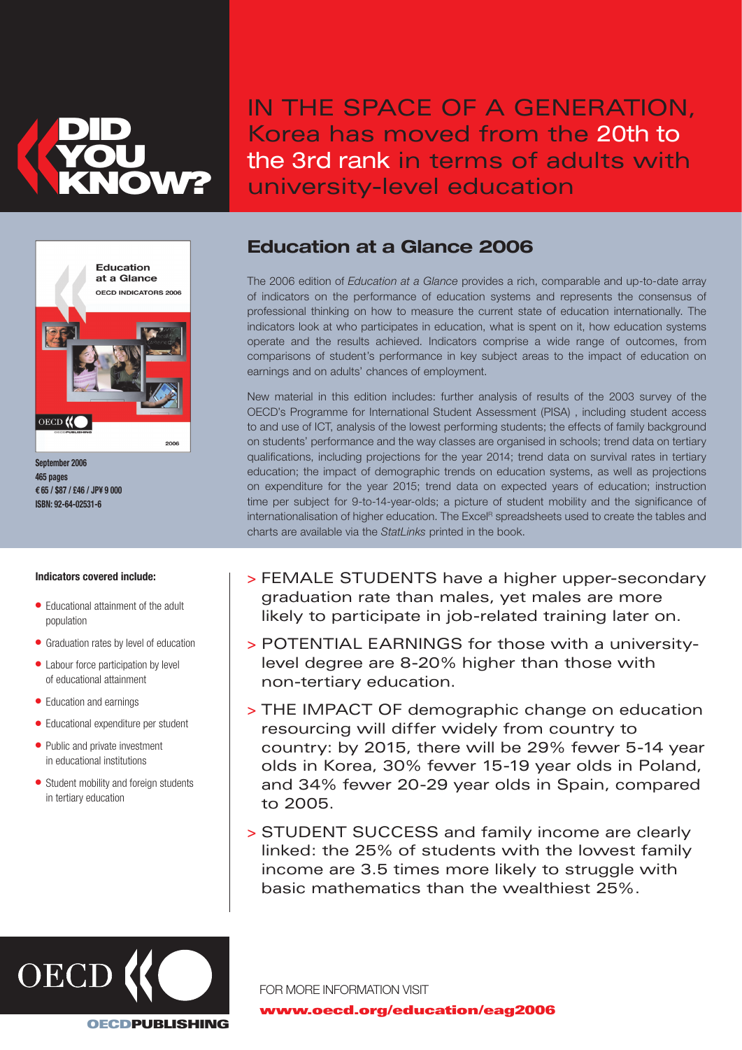# DID YOU KNOW?

## IN THE SPACE OF A GENERATION, Korea has moved from the 20th to the 3rd rank in terms of adults with university-level education

Education at a Glance
OECD INDICATORS 2006

September 2006
465 pages
€ 65 / $87 / £46 / JP¥ 9 000
ISBN: 92-64-02531-6

## Education at a Glance 2006

The 2006 edition of *Education at a Glance* provides a rich, comparable and up-to-date array of indicators on the performance of education systems and represents the consensus of professional thinking on how to measure the current state of education internationally. The indicators look at who participates in education, what is spent on it, how education systems operate and the results achieved. Indicators comprise a wide range of outcomes, from comparisons of student's performance in key subject areas to the impact of education on earnings and on adults' chances of employment.

New material in this edition includes: further analysis of results of the 2003 survey of the OECD's Programme for International Student Assessment (PISA) , including student access to and use of ICT, analysis of the lowest performing students; the effects of family background on students' performance and the way classes are organised in schools; trend data on tertiary qualifications, including projections for the year 2014; trend data on survival rates in tertiary education; the impact of demographic trends on education systems, as well as projections on expenditure for the year 2015; trend data on expected years of education; instruction time per subject for 9-to-14-year-olds; a picture of student mobility and the significance of internationalisation of higher education. The Excel® spreadsheets used to create the tables and charts are available via the *StatLinks* printed in the book.

**Indicators covered include:**

- Educational attainment of the adult population
- Graduation rates by level of education
- Labour force participation by level of educational attainment
- Education and earnings
- Educational expenditure per student
- Public and private investment in educational institutions
- Student mobility and foreign students in tertiary education

> FEMALE STUDENTS have a higher upper-secondary graduation rate than males, yet males are more likely to participate in job-related training later on.

> POTENTIAL EARNINGS for those with a university-level degree are 8-20% higher than those with non-tertiary education.

> THE IMPACT OF demographic change on education resourcing will differ widely from country to country: by 2015, there will be 29% fewer 5-14 year olds in Korea, 30% fewer 15-19 year olds in Poland, and 34% fewer 20-29 year olds in Spain, compared to 2005.

> STUDENT SUCCESS and family income are clearly linked: the 25% of students with the lowest family income are 3.5 times more likely to struggle with basic mathematics than the wealthiest 25%.

OECD PUBLISHING

FOR MORE INFORMATION VISIT
**www.oecd.org/education/eag2006**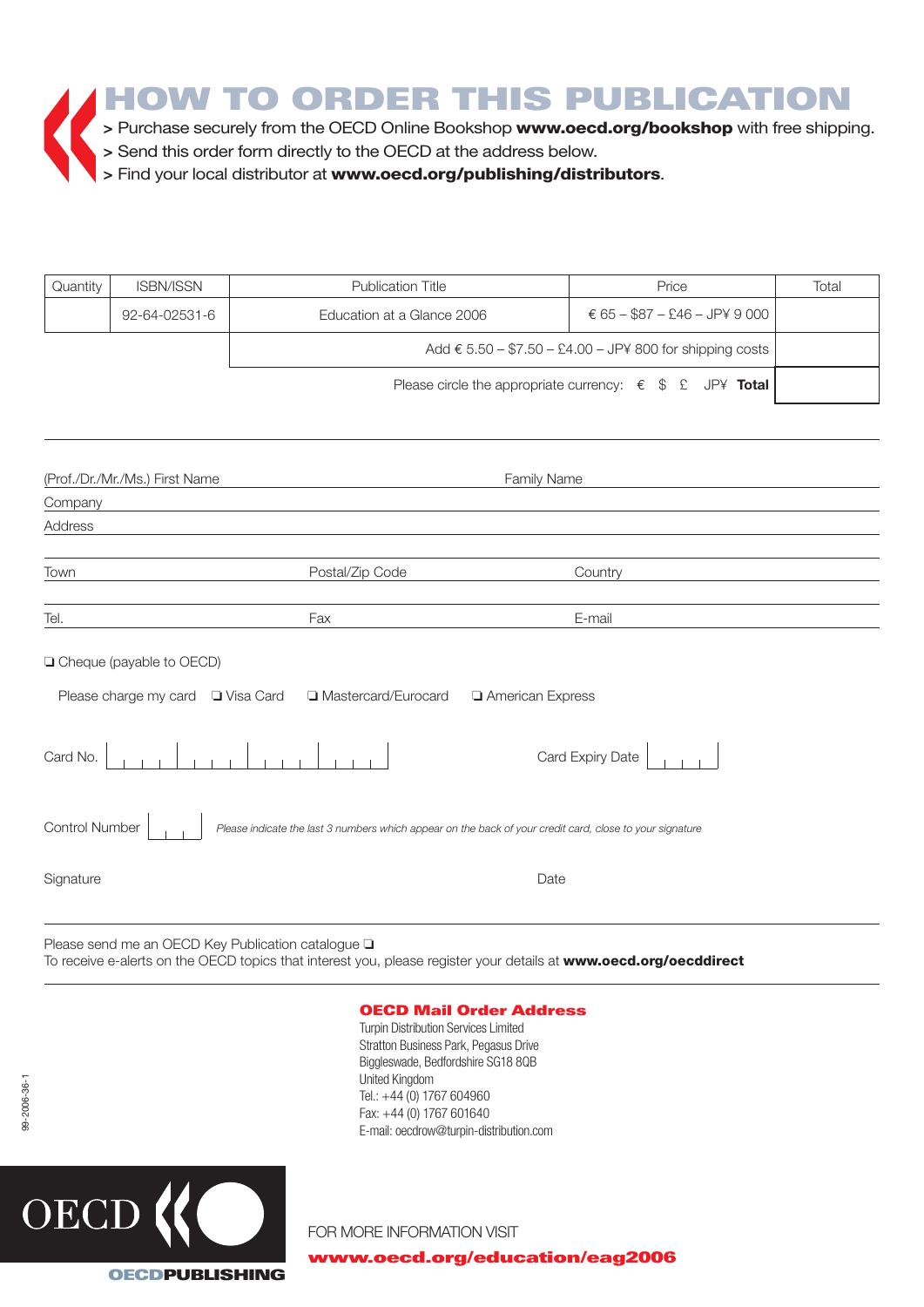# HOW TO ORDER THIS PUBLICATION

> Purchase securely from the OECD Online Bookshop **www.oecd.org/bookshop** with free shipping.
> Send this order form directly to the OECD at the address below.
> Find your local distributor at **www.oecd.org/publishing/distributors**.

| Quantity | ISBN/ISSN | Publication Title | Price | Total |
|---|---|---|---|---|
| | 92-64-02531-6 | Education at a Glance 2006 | € 65 – $87 – £46 – JP¥ 9 000 | |
| | | Add € 5.50 – $7.50 – £4.00 – JP¥ 800 for shipping costs | | |
| | | Please circle the appropriate currency: € $ £ JP¥ **Total** | | |

(Prof./Dr./Mr./Ms.) First Name ______ Family Name ______

Company ______

Address ______

Town ______ Postal/Zip Code ______ Country ______

Tel. ______ Fax ______ E-mail ______

❑ Cheque (payable to OECD)

Please charge my card ❑ Visa Card ❑ Mastercard/Eurocard ❑ American Express

Card No. ______ Card Expiry Date ______

Control Number ______ *Please indicate the last 3 numbers which appear on the back of your credit card, close to your signature*

Signature ______ Date ______

Please send me an OECD Key Publication catalogue ❑
To receive e-alerts on the OECD topics that interest you, please register your details at **www.oecd.org/oecddirect**

**OECD Mail Order Address**
Turpin Distribution Services Limited
Stratton Business Park, Pegasus Drive
Biggleswade, Bedfordshire SG18 8QB
United Kingdom
Tel.: +44 (0) 1767 604960
Fax: +44 (0) 1767 601640
E-mail: oecdrow@turpin-distribution.com

99-2006-36-1

OECD

OECDPUBLISHING

FOR MORE INFORMATION VISIT
**www.oecd.org/education/eag2006**